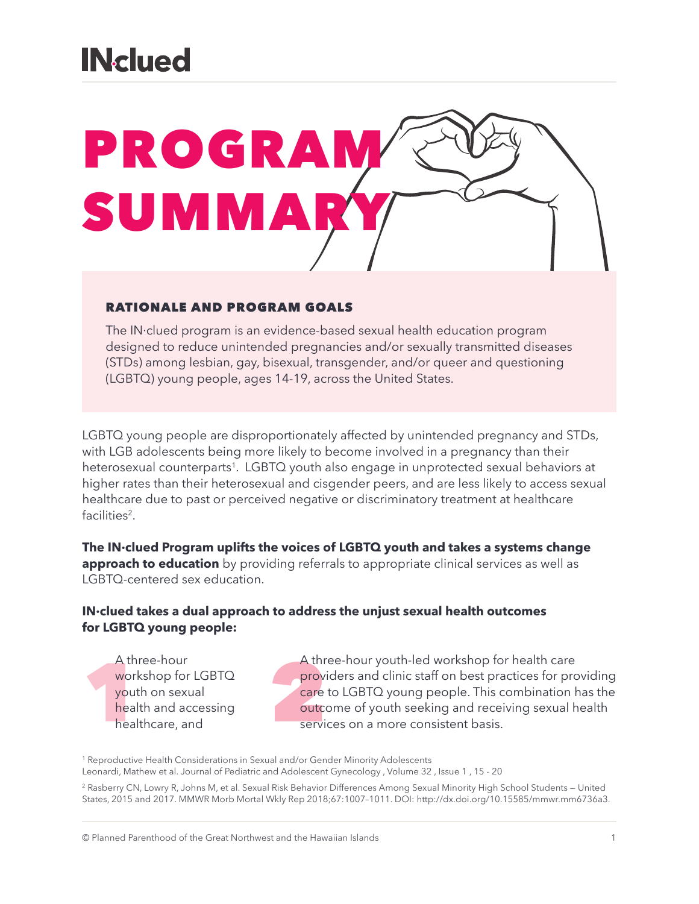# IN·clued

# PROGRAM SUMMARY

### RATIONALE AND PROGRAM GOALS

The IN·clued program is an evidence-based sexual health education program designed to reduce unintended pregnancies and/or sexually transmitted diseases (STDs) among lesbian, gay, bisexual, transgender, and/or queer and questioning (LGBTQ) young people, ages 14-19, across the United States.

LGBTQ young people are disproportionately affected by unintended pregnancy and STDs, with LGB adolescents being more likely to become involved in a pregnancy than their heterosexual counterparts[1]. LGBTQ youth also engage in unprotected sexual behaviors at higher rates than their heterosexual and cisgender peers, and are less likely to access sexual healthcare due to past or perceived negative or discriminatory treatment at healthcare facilities[2].

**The IN·clued Program uplifts the voices of LGBTQ youth and takes a systems change approach to education** by providing referrals to appropriate clinical services as well as LGBTQ-centered sex education.

**IN·clued takes a dual approach to address the unjust sexual health outcomes for LGBTQ young people:**

1. A three-hour workshop for LGBTQ youth on sexual health and accessing healthcare, and
2. A three-hour youth-led workshop for health care providers and clinic staff on best practices for providing care to LGBTQ young people. This combination has the outcome of youth seeking and receiving sexual health services on a more consistent basis.

[1] Reproductive Health Considerations in Sexual and/or Gender Minority Adolescents Leonardi, Mathew et al. Journal of Pediatric and Adolescent Gynecology , Volume 32 , Issue 1 , 15 - 20

[2] Rasberry CN, Lowry R, Johns M, et al. Sexual Risk Behavior Differences Among Sexual Minority High School Students — United States, 2015 and 2017. MMWR Morb Mortal Wkly Rep 2018;67:1007–1011. DOI: http://dx.doi.org/10.15585/mmwr.mm6736a3.

© Planned Parenthood of the Great Northwest and the Hawaiian Islands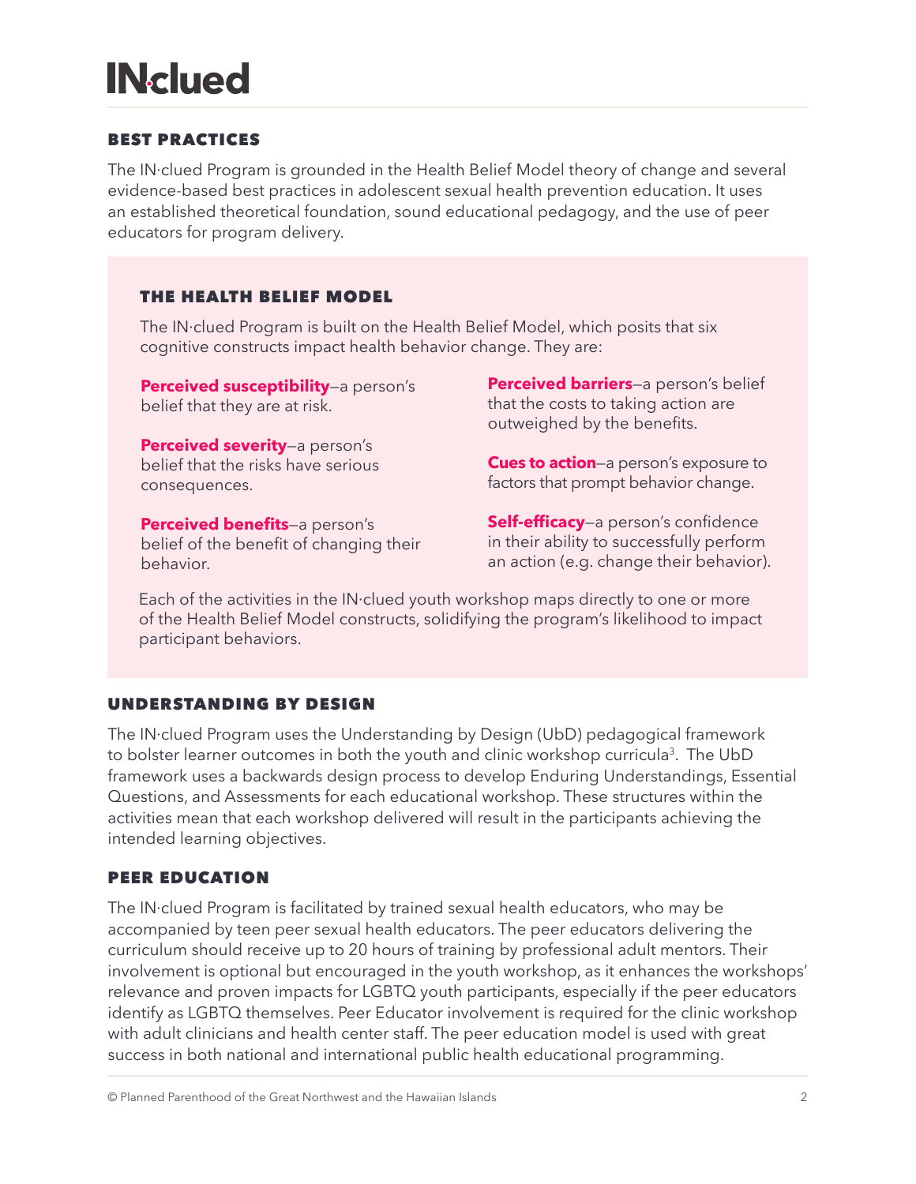## BEST PRACTICES

The IN·clued Program is grounded in the Health Belief Model theory of change and several evidence-based best practices in adolescent sexual health prevention education. It uses an established theoretical foundation, sound educational pedagogy, and the use of peer educators for program delivery.

### THE HEALTH BELIEF MODEL

The IN·clued Program is built on the Health Belief Model, which posits that six cognitive constructs impact health behavior change. They are:

**Perceived susceptibility**—a person's belief that they are at risk.

**Perceived severity**—a person's belief that the risks have serious consequences.

**Perceived benefits**—a person's belief of the benefit of changing their behavior.

**Perceived barriers**—a person's belief that the costs to taking action are outweighed by the benefits.

**Cues to action**—a person's exposure to factors that prompt behavior change.

**Self-efficacy**—a person's confidence in their ability to successfully perform an action (e.g. change their behavior).

Each of the activities in the IN·clued youth workshop maps directly to one or more of the Health Belief Model constructs, solidifying the program's likelihood to impact participant behaviors.

## UNDERSTANDING BY DESIGN

The IN·clued Program uses the Understanding by Design (UbD) pedagogical framework to bolster learner outcomes in both the youth and clinic workshop curricula[3]. The UbD framework uses a backwards design process to develop Enduring Understandings, Essential Questions, and Assessments for each educational workshop. These structures within the activities mean that each workshop delivered will result in the participants achieving the intended learning objectives.

## PEER EDUCATION

The IN·clued Program is facilitated by trained sexual health educators, who may be accompanied by teen peer sexual health educators. The peer educators delivering the curriculum should receive up to 20 hours of training by professional adult mentors. Their involvement is optional but encouraged in the youth workshop, as it enhances the workshops' relevance and proven impacts for LGBTQ youth participants, especially if the peer educators identify as LGBTQ themselves. Peer Educator involvement is required for the clinic workshop with adult clinicians and health center staff. The peer education model is used with great success in both national and international public health educational programming.

© Planned Parenthood of the Great Northwest and the Hawaiian Islands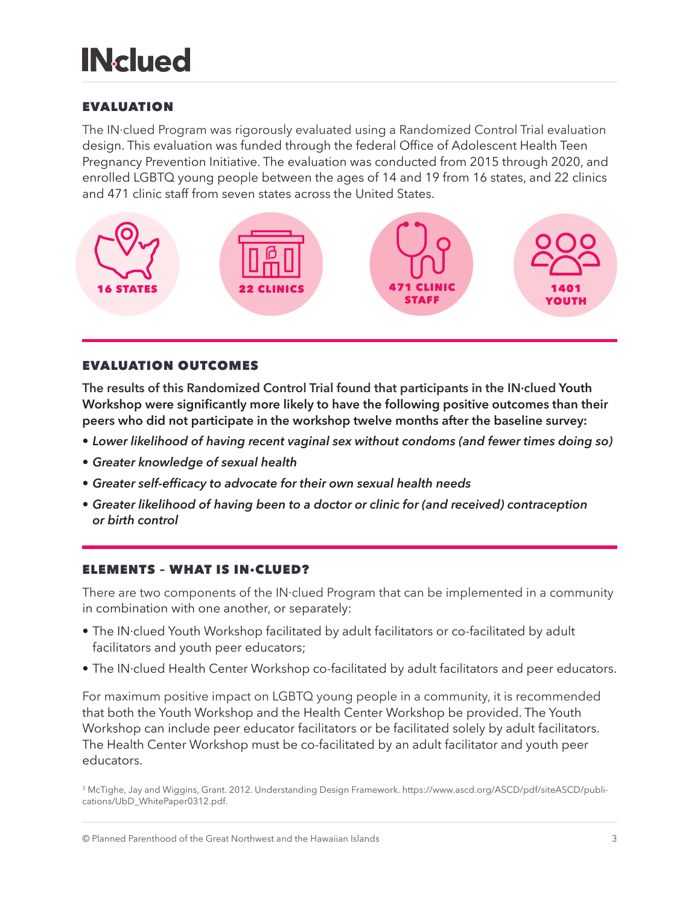## EVALUATION

The IN·clued Program was rigorously evaluated using a Randomized Control Trial evaluation design. This evaluation was funded through the federal Office of Adolescent Health Teen Pregnancy Prevention Initiative. The evaluation was conducted from 2015 through 2020, and enrolled LGBTQ young people between the ages of 14 and 19 from 16 states, and 22 clinics and 471 clinic staff from seven states across the United States.

**16 STATES** | **22 CLINICS** | **471 CLINIC STAFF** | **1401 YOUTH**

## EVALUATION OUTCOMES

**The results of this Randomized Control Trial found that participants in the IN·clued Youth Workshop were significantly more likely to have the following positive outcomes than their peers who did not participate in the workshop twelve months after the baseline survey:**

- ***Lower likelihood of having recent vaginal sex without condoms (and fewer times doing so)***
- ***Greater knowledge of sexual health***
- ***Greater self-efficacy to advocate for their own sexual health needs***
- ***Greater likelihood of having been to a doctor or clinic for (and received) contraception or birth control***

## ELEMENTS – WHAT IS IN·CLUED?

There are two components of the IN·clued Program that can be implemented in a community in combination with one another, or separately:

- The IN·clued Youth Workshop facilitated by adult facilitators or co-facilitated by adult facilitators and youth peer educators;
- The IN·clued Health Center Workshop co-facilitated by adult facilitators and peer educators.

For maximum positive impact on LGBTQ young people in a community, it is recommended that both the Youth Workshop and the Health Center Workshop be provided. The Youth Workshop can include peer educator facilitators or be facilitated solely by adult facilitators. The Health Center Workshop must be co-facilitated by an adult facilitator and youth peer educators.

[3] McTighe, Jay and Wiggins, Grant. 2012. Understanding Design Framework. https://www.ascd.org/ASCD/pdf/siteASCD/publications/UbD_WhitePaper0312.pdf.

© Planned Parenthood of the Great Northwest and the Hawaiian Islands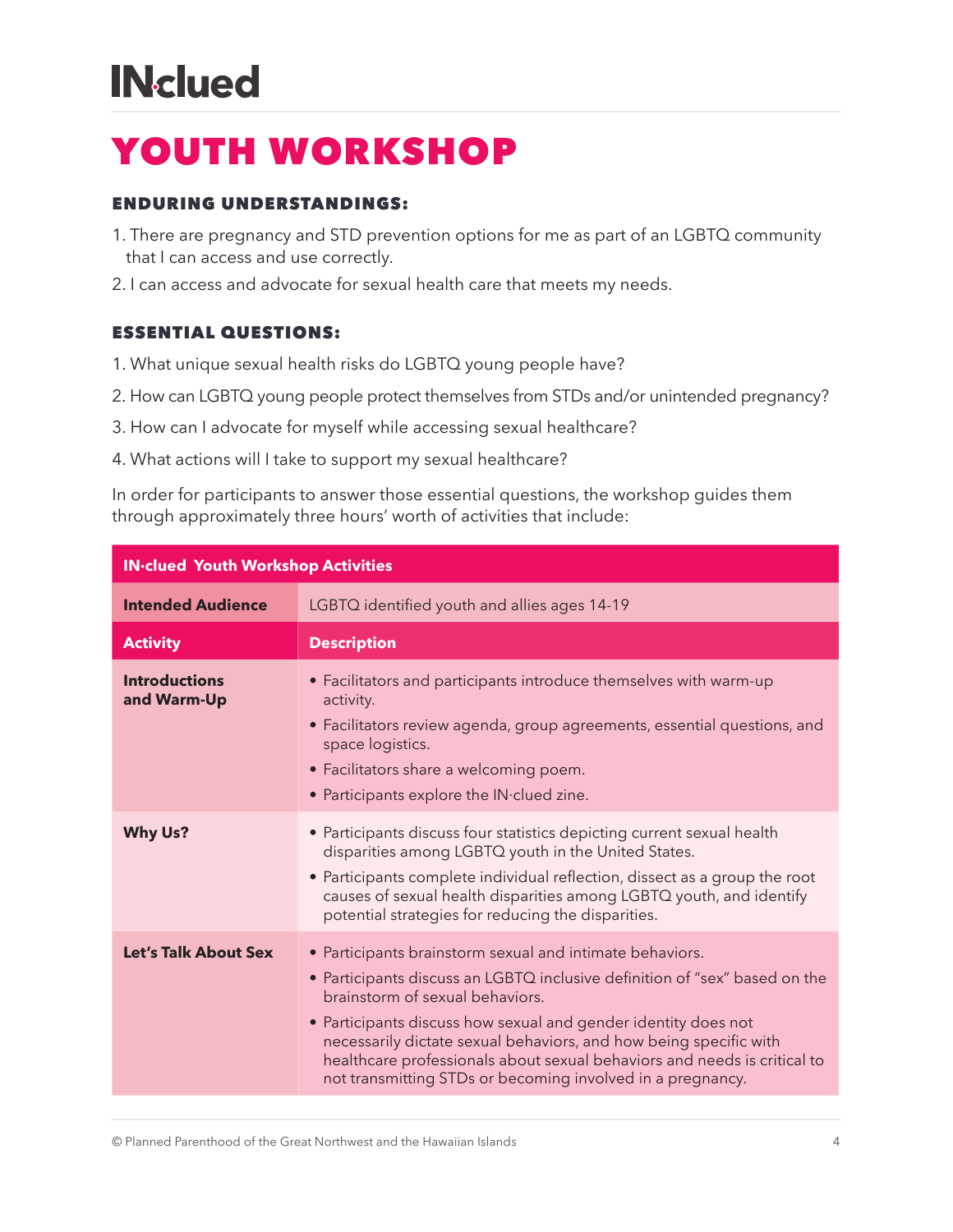# IN·clued

# YOUTH WORKSHOP

### ENDURING UNDERSTANDINGS:

1. There are pregnancy and STD prevention options for me as part of an LGBTQ community that I can access and use correctly.
2. I can access and advocate for sexual health care that meets my needs.

### ESSENTIAL QUESTIONS:

1. What unique sexual health risks do LGBTQ young people have?
2. How can LGBTQ young people protect themselves from STDs and/or unintended pregnancy?
3. How can I advocate for myself while accessing sexual healthcare?
4. What actions will I take to support my sexual healthcare?

In order for participants to answer those essential questions, the workshop guides them through approximately three hours' worth of activities that include:

| IN·clued Youth Workshop Activities | |
|---|---|
| **Intended Audience** | LGBTQ identified youth and allies ages 14-19 |
| **Activity** | **Description** |
| **Introductions and Warm-Up** | • Facilitators and participants introduce themselves with warm-up activity.<br>• Facilitators review agenda, group agreements, essential questions, and space logistics.<br>• Facilitators share a welcoming poem.<br>• Participants explore the IN·clued zine. |
| **Why Us?** | • Participants discuss four statistics depicting current sexual health disparities among LGBTQ youth in the United States.<br>• Participants complete individual reflection, dissect as a group the root causes of sexual health disparities among LGBTQ youth, and identify potential strategies for reducing the disparities. |
| **Let's Talk About Sex** | • Participants brainstorm sexual and intimate behaviors.<br>• Participants discuss an LGBTQ inclusive definition of "sex" based on the brainstorm of sexual behaviors.<br>• Participants discuss how sexual and gender identity does not necessarily dictate sexual behaviors, and how being specific with healthcare professionals about sexual behaviors and needs is critical to not transmitting STDs or becoming involved in a pregnancy. |

© Planned Parenthood of the Great Northwest and the Hawaiian Islands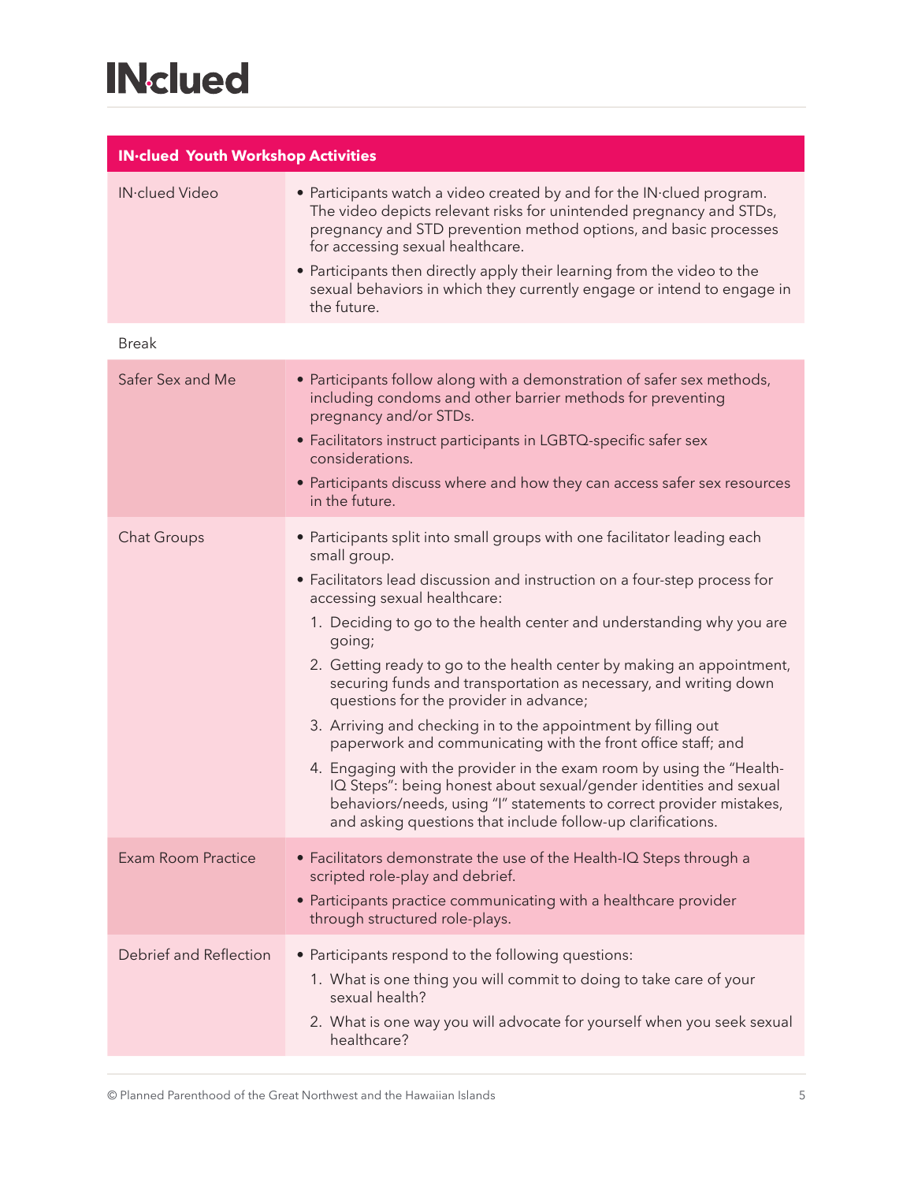| IN·clued Youth Workshop Activities | |
|---|---|
| IN·clued Video | • Participants watch a video created by and for the IN·clued program. The video depicts relevant risks for unintended pregnancy and STDs, pregnancy and STD prevention method options, and basic processes for accessing sexual healthcare.<br>• Participants then directly apply their learning from the video to the sexual behaviors in which they currently engage or intend to engage in the future. |
| Break | |
| Safer Sex and Me | • Participants follow along with a demonstration of safer sex methods, including condoms and other barrier methods for preventing pregnancy and/or STDs.<br>• Facilitators instruct participants in LGBTQ-specific safer sex considerations.<br>• Participants discuss where and how they can access safer sex resources in the future. |
| Chat Groups | • Participants split into small groups with one facilitator leading each small group.<br>• Facilitators lead discussion and instruction on a four-step process for accessing sexual healthcare:<br>1. Deciding to go to the health center and understanding why you are going;<br>2. Getting ready to go to the health center by making an appointment, securing funds and transportation as necessary, and writing down questions for the provider in advance;<br>3. Arriving and checking in to the appointment by filling out paperwork and communicating with the front office staff; and<br>4. Engaging with the provider in the exam room by using the "Health-IQ Steps": being honest about sexual/gender identities and sexual behaviors/needs, using "I" statements to correct provider mistakes, and asking questions that include follow-up clarifications. |
| Exam Room Practice | • Facilitators demonstrate the use of the Health-IQ Steps through a scripted role-play and debrief.<br>• Participants practice communicating with a healthcare provider through structured role-plays. |
| Debrief and Reflection | • Participants respond to the following questions:<br>1. What is one thing you will commit to doing to take care of your sexual health?<br>2. What is one way you will advocate for yourself when you seek sexual healthcare? |

© Planned Parenthood of the Great Northwest and the Hawaiian Islands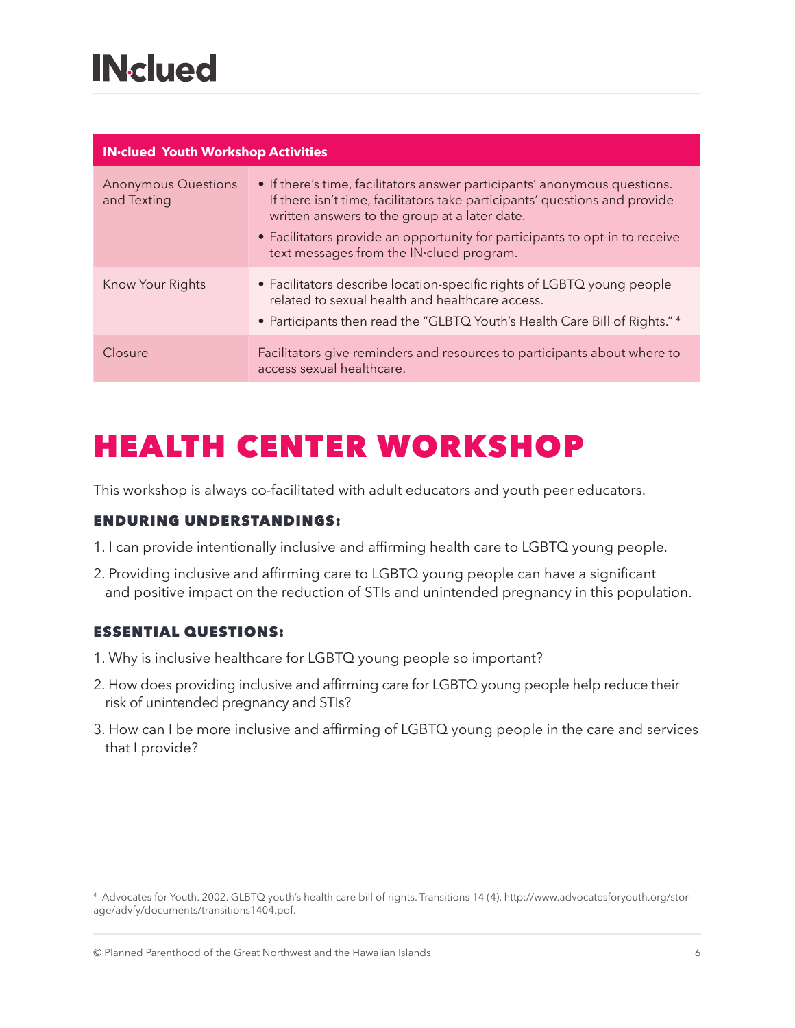| IN·clued Youth Workshop Activities | |
|---|---|
| Anonymous Questions and Texting | • If there's time, facilitators answer participants' anonymous questions. If there isn't time, facilitators take participants' questions and provide written answers to the group at a later date.<br>• Facilitators provide an opportunity for participants to opt-in to receive text messages from the IN·clued program. |
| Know Your Rights | • Facilitators describe location-specific rights of LGBTQ young people related to sexual health and healthcare access.<br>• Participants then read the "GLBTQ Youth's Health Care Bill of Rights." [4] |
| Closure | Facilitators give reminders and resources to participants about where to access sexual healthcare. |

# HEALTH CENTER WORKSHOP

This workshop is always co-facilitated with adult educators and youth peer educators.

### ENDURING UNDERSTANDINGS:

1. I can provide intentionally inclusive and affirming health care to LGBTQ young people.
2. Providing inclusive and affirming care to LGBTQ young people can have a significant and positive impact on the reduction of STIs and unintended pregnancy in this population.

### ESSENTIAL QUESTIONS:

1. Why is inclusive healthcare for LGBTQ young people so important?
2. How does providing inclusive and affirming care for LGBTQ young people help reduce their risk of unintended pregnancy and STIs?
3. How can I be more inclusive and affirming of LGBTQ young people in the care and services that I provide?

[4] Advocates for Youth. 2002. GLBTQ youth's health care bill of rights. Transitions 14 (4). http://www.advocatesforyouth.org/storage/advfy/documents/transitions1404.pdf.

© Planned Parenthood of the Great Northwest and the Hawaiian Islands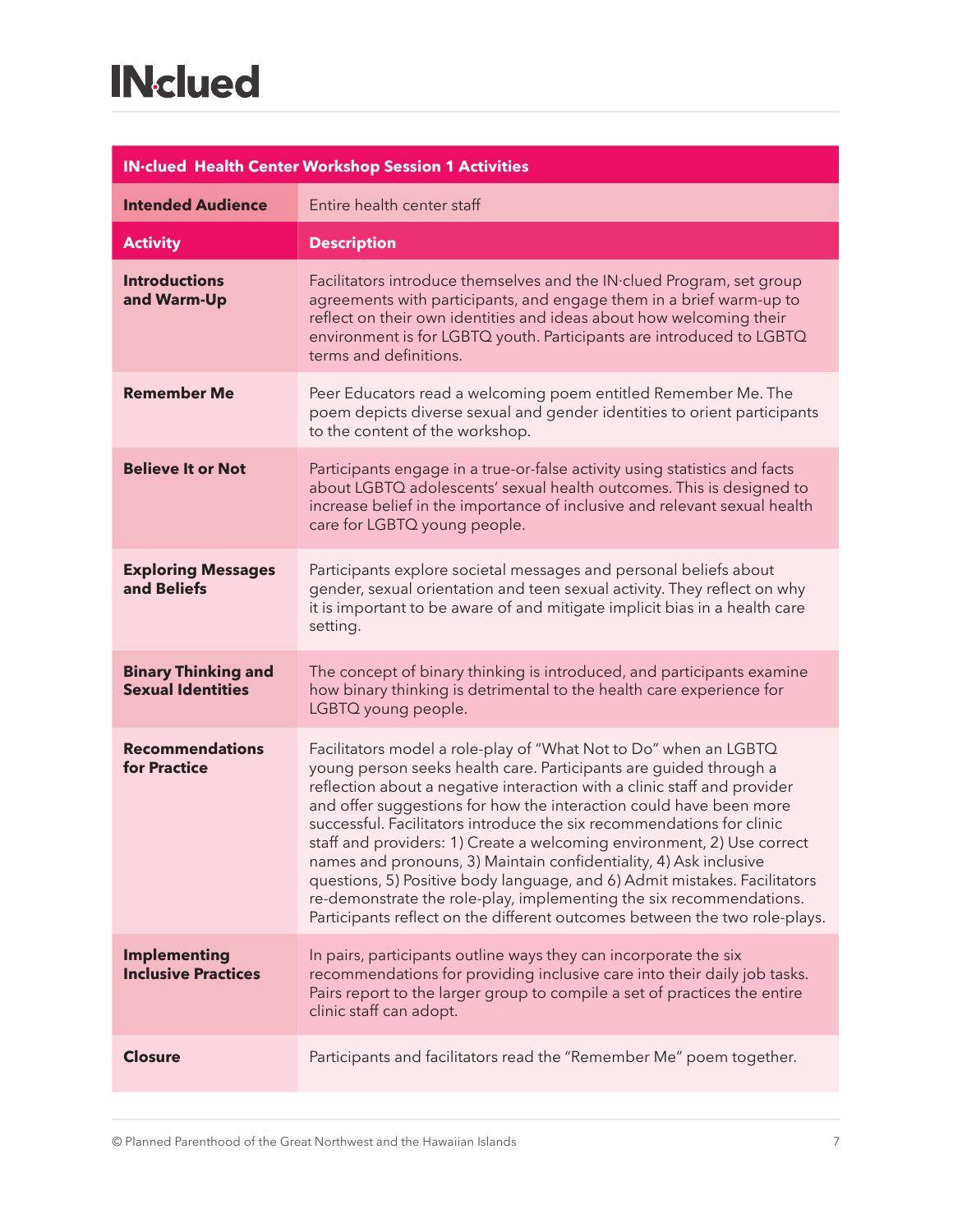# IN·clued

| IN·clued Health Center Workshop Session 1 Activities | |
|---|---|
| **Intended Audience** | Entire health center staff |
| **Activity** | **Description** |
| **Introductions and Warm-Up** | Facilitators introduce themselves and the IN·clued Program, set group agreements with participants, and engage them in a brief warm-up to reflect on their own identities and ideas about how welcoming their environment is for LGBTQ youth. Participants are introduced to LGBTQ terms and definitions. |
| **Remember Me** | Peer Educators read a welcoming poem entitled Remember Me. The poem depicts diverse sexual and gender identities to orient participants to the content of the workshop. |
| **Believe It or Not** | Participants engage in a true-or-false activity using statistics and facts about LGBTQ adolescents' sexual health outcomes. This is designed to increase belief in the importance of inclusive and relevant sexual health care for LGBTQ young people. |
| **Exploring Messages and Beliefs** | Participants explore societal messages and personal beliefs about gender, sexual orientation and teen sexual activity. They reflect on why it is important to be aware of and mitigate implicit bias in a health care setting. |
| **Binary Thinking and Sexual Identities** | The concept of binary thinking is introduced, and participants examine how binary thinking is detrimental to the health care experience for LGBTQ young people. |
| **Recommendations for Practice** | Facilitators model a role-play of "What Not to Do" when an LGBTQ young person seeks health care. Participants are guided through a reflection about a negative interaction with a clinic staff and provider and offer suggestions for how the interaction could have been more successful. Facilitators introduce the six recommendations for clinic staff and providers: 1) Create a welcoming environment, 2) Use correct names and pronouns, 3) Maintain confidentiality, 4) Ask inclusive questions, 5) Positive body language, and 6) Admit mistakes. Facilitators re-demonstrate the role-play, implementing the six recommendations. Participants reflect on the different outcomes between the two role-plays. |
| **Implementing Inclusive Practices** | In pairs, participants outline ways they can incorporate the six recommendations for providing inclusive care into their daily job tasks. Pairs report to the larger group to compile a set of practices the entire clinic staff can adopt. |
| **Closure** | Participants and facilitators read the "Remember Me" poem together. |

© Planned Parenthood of the Great Northwest and the Hawaiian Islands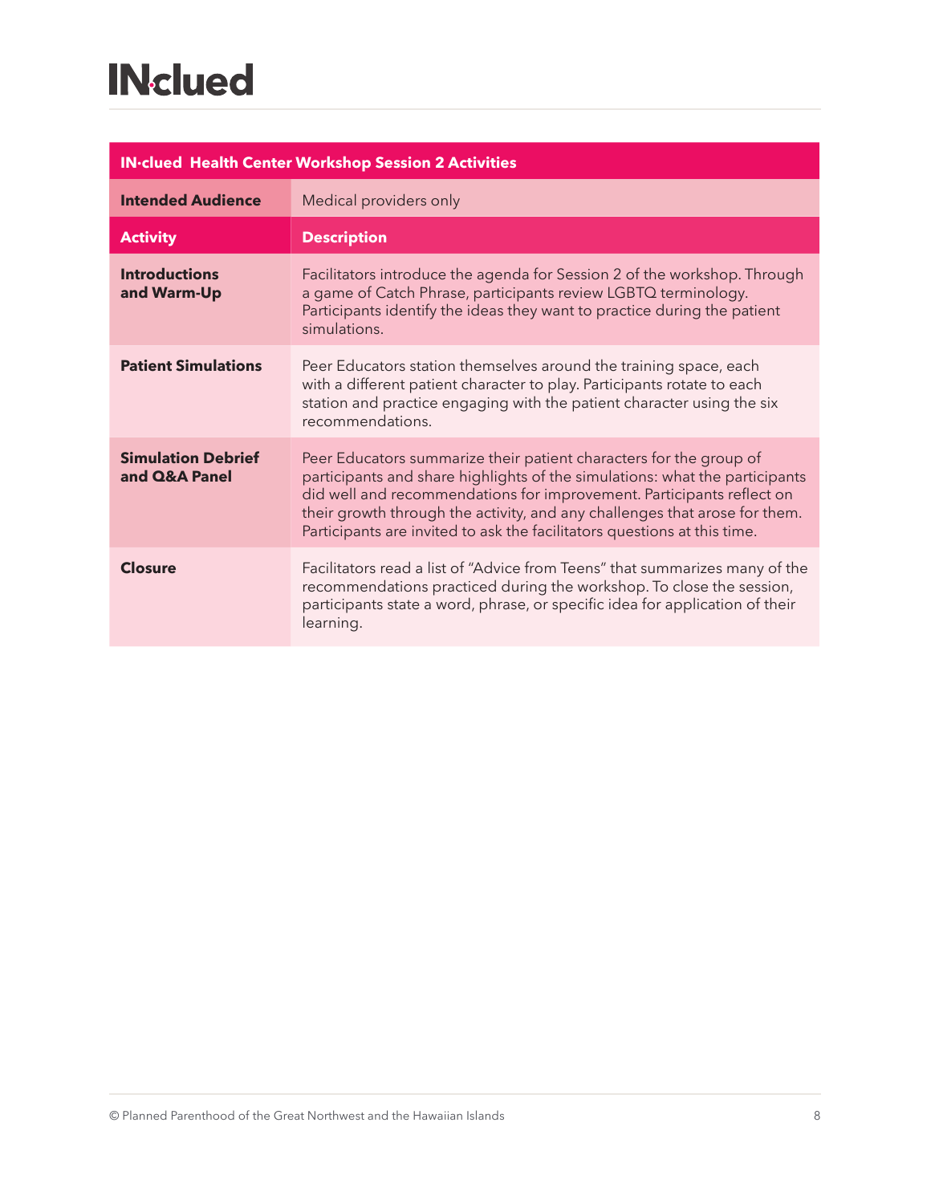| IN·clued Health Center Workshop Session 2 Activities | |
|---|---|
| **Intended Audience** | Medical providers only |
| **Activity** | **Description** |
| **Introductions and Warm-Up** | Facilitators introduce the agenda for Session 2 of the workshop. Through a game of Catch Phrase, participants review LGBTQ terminology. Participants identify the ideas they want to practice during the patient simulations. |
| **Patient Simulations** | Peer Educators station themselves around the training space, each with a different patient character to play. Participants rotate to each station and practice engaging with the patient character using the six recommendations. |
| **Simulation Debrief and Q&A Panel** | Peer Educators summarize their patient characters for the group of participants and share highlights of the simulations: what the participants did well and recommendations for improvement. Participants reflect on their growth through the activity, and any challenges that arose for them. Participants are invited to ask the facilitators questions at this time. |
| **Closure** | Facilitators read a list of "Advice from Teens" that summarizes many of the recommendations practiced during the workshop. To close the session, participants state a word, phrase, or specific idea for application of their learning. |

© Planned Parenthood of the Great Northwest and the Hawaiian Islands